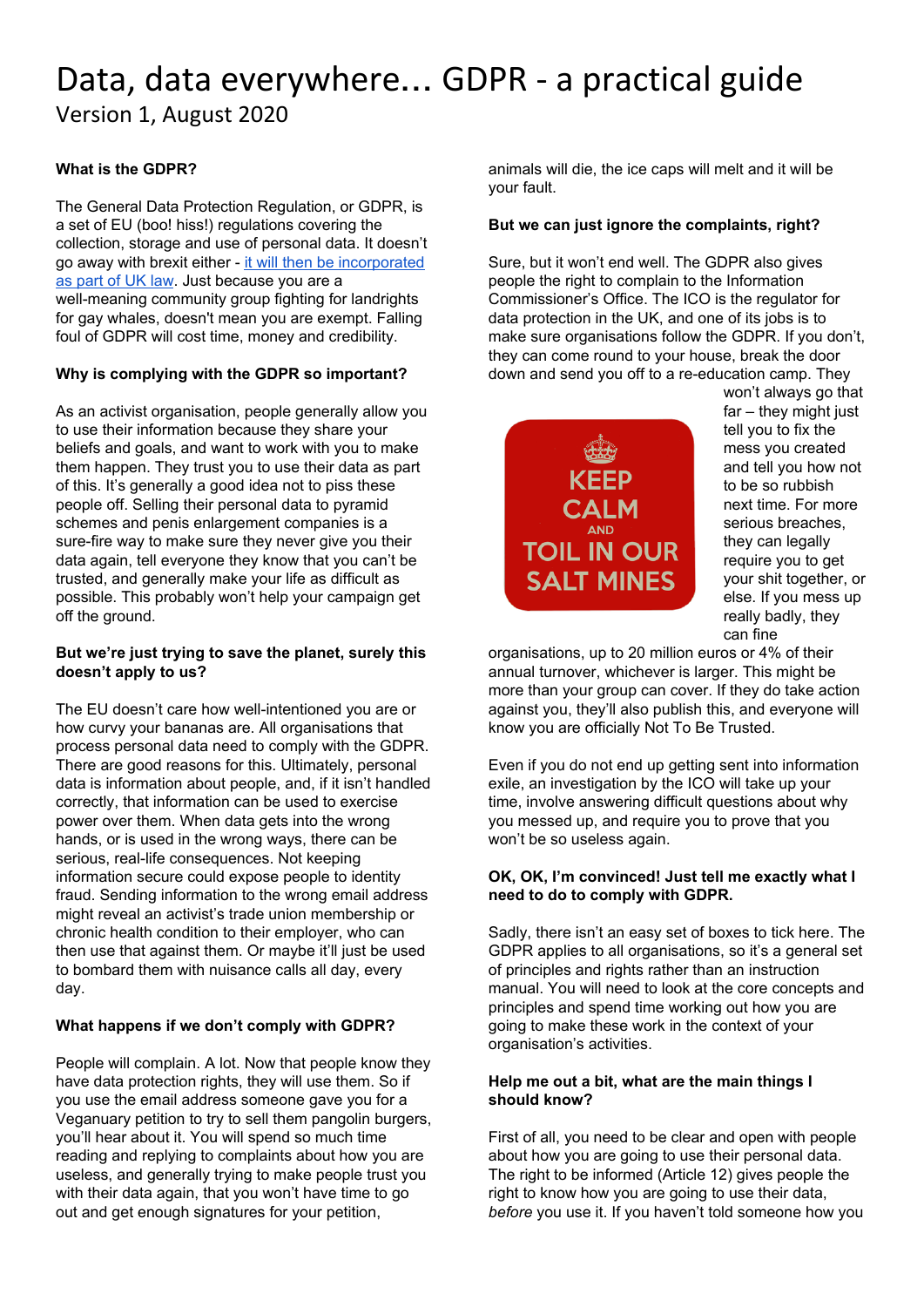# Data, data everywhere... GDPR - a practical guide

Version 1, August 2020

**What is the GDPR?**

The General Data Protection Regulation, or GDPR, is a set of EU (boo! hiss!) regulations covering the collection, storage and use of personal data. It doesn't go away with brexit either - [it will then be incorporated as part of UK law](). Just because you are a well-meaning community group fighting for landrights for gay whales, doesn't mean you are exempt. Falling foul of GDPR will cost time, money and credibility.

**Why is complying with the GDPR so important?**

As an activist organisation, people generally allow you to use their information because they share your beliefs and goals, and want to work with you to make them happen. They trust you to use their data as part of this. It's generally a good idea not to piss these people off. Selling their personal data to pyramid schemes and penis enlargement companies is a sure-fire way to make sure they never give you their data again, tell everyone they know that you can't be trusted, and generally make your life as difficult as possible. This probably won't help your campaign get off the ground.

**But we're just trying to save the planet, surely this doesn't apply to us?**

The EU doesn't care how well-intentioned you are or how curvy your bananas are. All organisations that process personal data need to comply with the GDPR. There are good reasons for this. Ultimately, personal data is information about people, and, if it isn't handled correctly, that information can be used to exercise power over them. When data gets into the wrong hands, or is used in the wrong ways, there can be serious, real-life consequences. Not keeping information secure could expose people to identity fraud. Sending information to the wrong email address might reveal an activist's trade union membership or chronic health condition to their employer, who can then use that against them. Or maybe it'll just be used to bombard them with nuisance calls all day, every day.

**What happens if we don't comply with GDPR?**

People will complain. A lot. Now that people know they have data protection rights, they will use them. So if you use the email address someone gave you for a Veganuary petition to try to sell them pangolin burgers, you'll hear about it. You will spend so much time reading and replying to complaints about how you are useless, and generally trying to make people trust you with their data again, that you won't have time to go out and get enough signatures for your petition, animals will die, the ice caps will melt and it will be your fault.

**But we can just ignore the complaints, right?**

Sure, but it won't end well. The GDPR also gives people the right to complain to the Information Commissioner's Office. The ICO is the regulator for data protection in the UK, and one of its jobs is to make sure organisations follow the GDPR. If you don't, they can come round to your house, break the door down and send you off to a re-education camp. They won't always go that far – they might just tell you to fix the mess you created and tell you how not to be so rubbish next time. For more serious breaches, they can legally require you to get your shit together, or else. If you mess up really badly, they can fine organisations, up to 20 million euros or 4% of their annual turnover, whichever is larger. This might be more than your group can cover. If they do take action against you, they'll also publish this, and everyone will know you are officially Not To Be Trusted.

KEEP CALM AND TOIL IN OUR SALT MINES

Even if you do not end up getting sent into information exile, an investigation by the ICO will take up your time, involve answering difficult questions about why you messed up, and require you to prove that you won't be so useless again.

**OK, OK, I'm convinced! Just tell me exactly what I need to do to comply with GDPR.**

Sadly, there isn't an easy set of boxes to tick here. The GDPR applies to all organisations, so it's a general set of principles and rights rather than an instruction manual. You will need to look at the core concepts and principles and spend time working out how you are going to make these work in the context of your organisation's activities.

**Help me out a bit, what are the main things I should know?**

First of all, you need to be clear and open with people about how you are going to use their personal data. The right to be informed (Article 12) gives people the right to know how you are going to use their data, *before* you use it. If you haven't told someone how you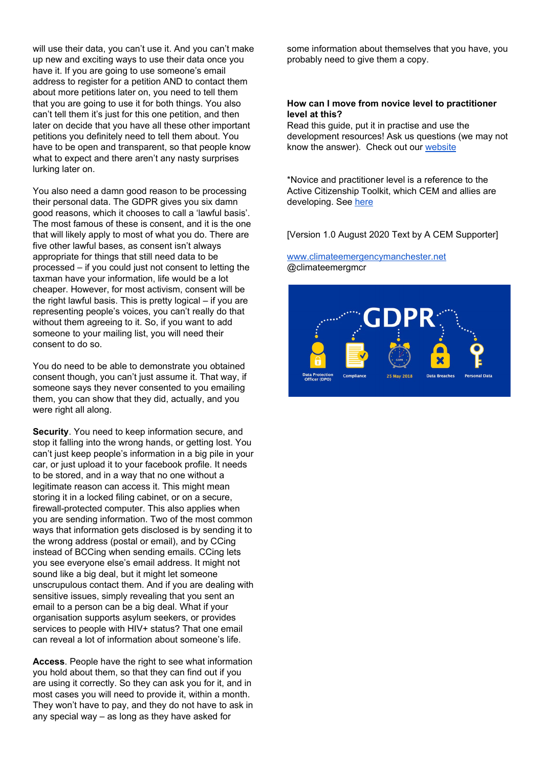will use their data, you can't use it. And you can't make up new and exciting ways to use their data once you have it. If you are going to use someone's email address to register for a petition AND to contact them about more petitions later on, you need to tell them that you are going to use it for both things. You also can't tell them it's just for this one petition, and then later on decide that you have all these other important petitions you definitely need to tell them about. You have to be open and transparent, so that people know what to expect and there aren't any nasty surprises lurking later on.

You also need a damn good reason to be processing their personal data. The GDPR gives you six damn good reasons, which it chooses to call a 'lawful basis'. The most famous of these is consent, and it is the one that will likely apply to most of what you do. There are five other lawful bases, as consent isn't always appropriate for things that still need data to be processed – if you could just not consent to letting the taxman have your information, life would be a lot cheaper. However, for most activism, consent will be the right lawful basis. This is pretty logical – if you are representing people's voices, you can't really do that without them agreeing to it. So, if you want to add someone to your mailing list, you will need their consent to do so.

You do need to be able to demonstrate you obtained consent though, you can't just assume it. That way, if someone says they never consented to you emailing them, you can show that they did, actually, and you were right all along.

**Security**. You need to keep information secure, and stop it falling into the wrong hands, or getting lost. You can't just keep people's information in a big pile in your car, or just upload it to your facebook profile. It needs to be stored, and in a way that no one without a legitimate reason can access it. This might mean storing it in a locked filing cabinet, or on a secure, firewall-protected computer. This also applies when you are sending information. Two of the most common ways that information gets disclosed is by sending it to the wrong address (postal or email), and by CCing instead of BCCing when sending emails. CCing lets you see everyone else's email address. It might not sound like a big deal, but it might let someone unscrupulous contact them. And if you are dealing with sensitive issues, simply revealing that you sent an email to a person can be a big deal. What if your organisation supports asylum seekers, or provides services to people with HIV+ status? That one email can reveal a lot of information about someone's life.

**Access**. People have the right to see what information you hold about them, so that they can find out if you are using it correctly. So they can ask you for it, and in most cases you will need to provide it, within a month. They won't have to pay, and they do not have to ask in any special way – as long as they have asked for some information about themselves that you have, you probably need to give them a copy.

**How can I move from novice level to practitioner level at this?**

Read this guide, put it in practise and use the development resources! Ask us questions (we may not know the answer). Check out our website

*Novice and practitioner level is a reference to the Active Citizenship Toolkit, which CEM and allies are developing. See here

[Version 1.0 August 2020 Text by A CEM Supporter]

www.climateemergencymanchester.net
@climateemergmcr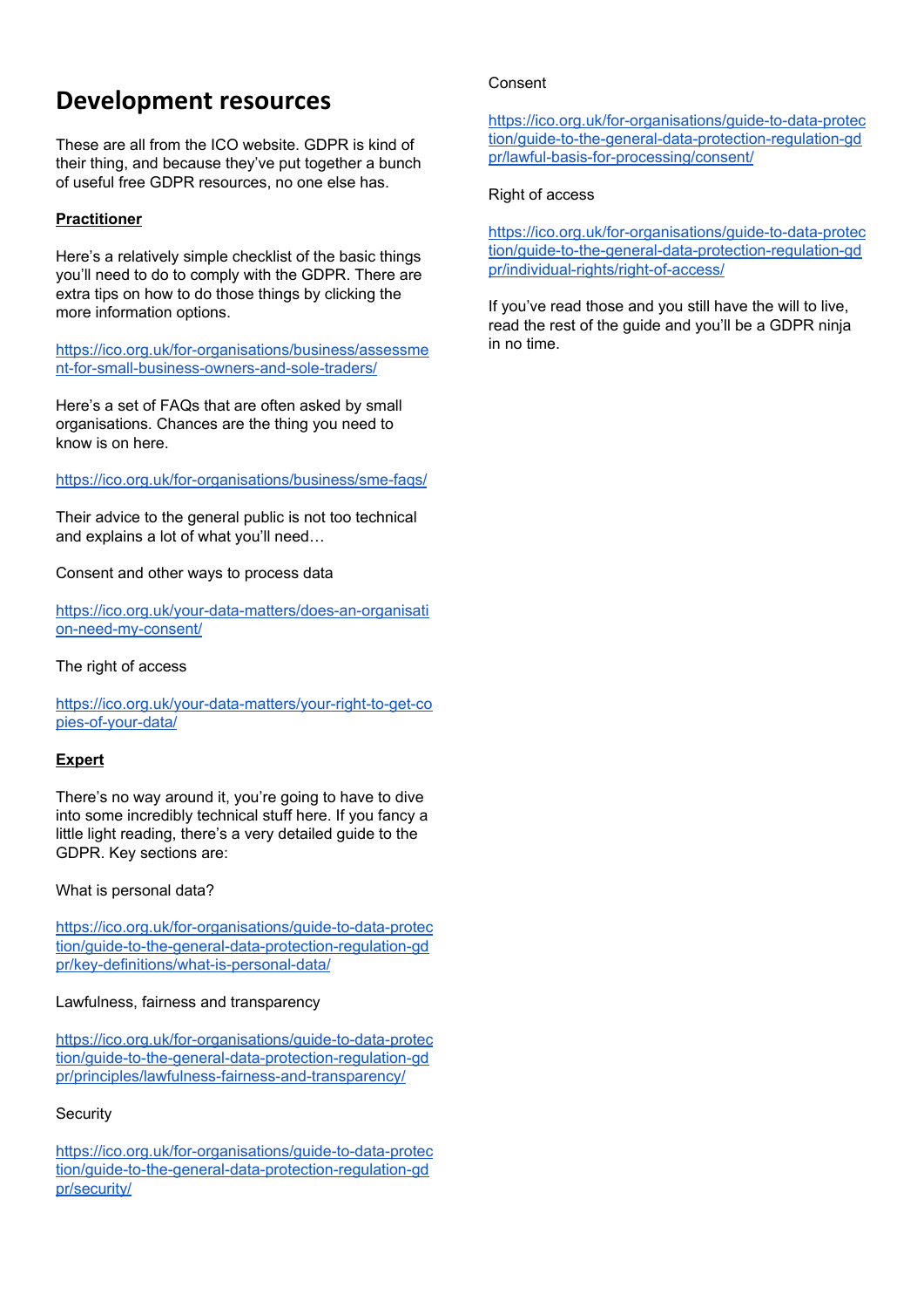# Development resources

These are all from the ICO website. GDPR is kind of their thing, and because they've put together a bunch of useful free GDPR resources, no one else has.

**Practitioner**

Here's a relatively simple checklist of the basic things you'll need to do to comply with the GDPR. There are extra tips on how to do those things by clicking the more information options.

https://ico.org.uk/for-organisations/business/assessment-for-small-business-owners-and-sole-traders/

Here's a set of FAQs that are often asked by small organisations. Chances are the thing you need to know is on here.

https://ico.org.uk/for-organisations/business/sme-faqs/

Their advice to the general public is not too technical and explains a lot of what you'll need…

Consent and other ways to process data

https://ico.org.uk/your-data-matters/does-an-organisation-need-my-consent/

The right of access

https://ico.org.uk/your-data-matters/your-right-to-get-copies-of-your-data/

**Expert**

There's no way around it, you're going to have to dive into some incredibly technical stuff here. If you fancy a little light reading, there's a very detailed guide to the GDPR. Key sections are:

What is personal data?

https://ico.org.uk/for-organisations/guide-to-data-protection/guide-to-the-general-data-protection-regulation-gdpr/key-definitions/what-is-personal-data/

Lawfulness, fairness and transparency

https://ico.org.uk/for-organisations/guide-to-data-protection/guide-to-the-general-data-protection-regulation-gdpr/principles/lawfulness-fairness-and-transparency/

Security

https://ico.org.uk/for-organisations/guide-to-data-protection/guide-to-the-general-data-protection-regulation-gdpr/security/

Consent

https://ico.org.uk/for-organisations/guide-to-data-protection/guide-to-the-general-data-protection-regulation-gdpr/lawful-basis-for-processing/consent/

Right of access

https://ico.org.uk/for-organisations/guide-to-data-protection/guide-to-the-general-data-protection-regulation-gdpr/individual-rights/right-of-access/

If you've read those and you still have the will to live, read the rest of the guide and you'll be a GDPR ninja in no time.